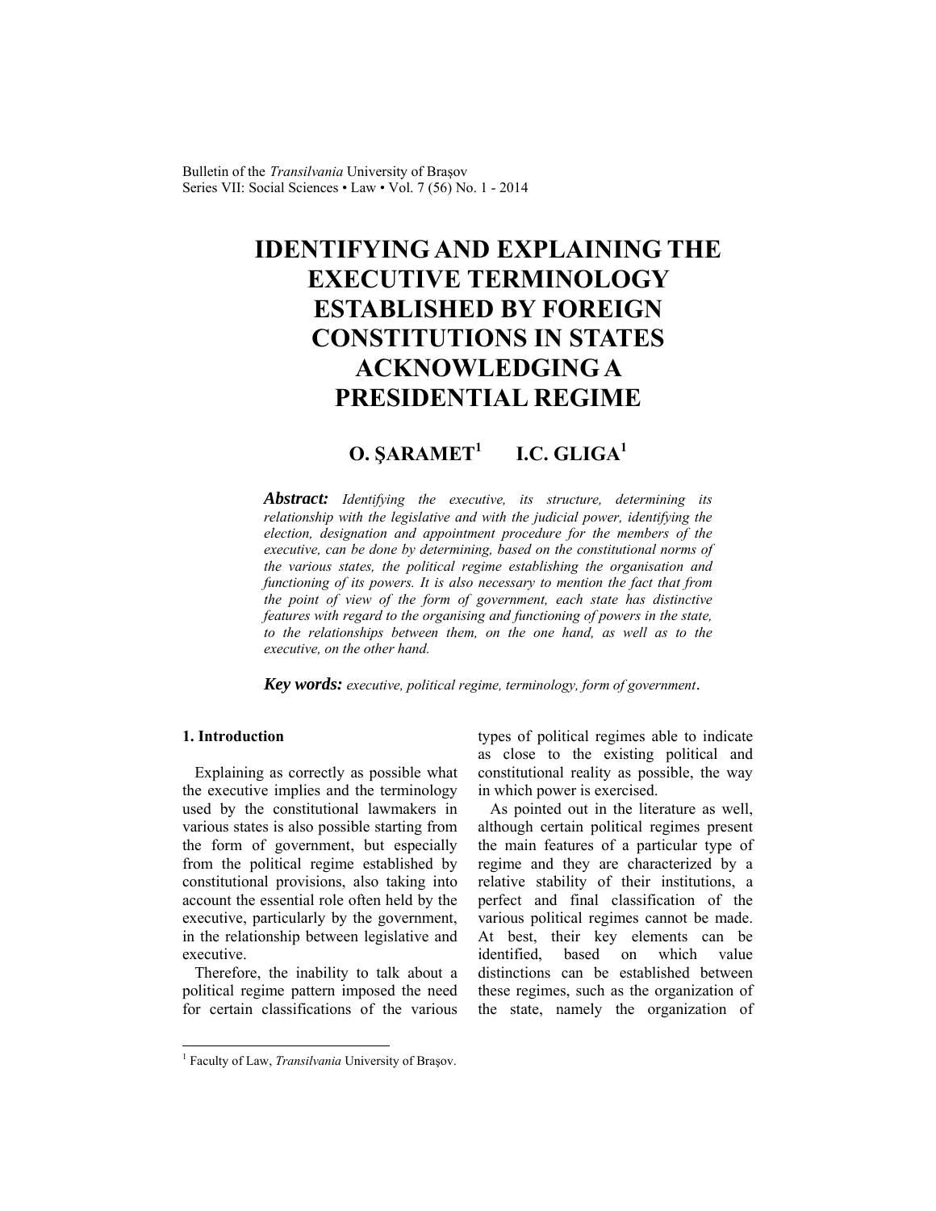# IDENTIFYING AND EXPLAINING THE EXECUTIVE TERMINOLOGY ESTABLISHED BY FOREIGN CONSTITUTIONS IN STATES ACKNOWLEDGING A PRESIDENTIAL REGIME

**O. ŞARAMET[1] I.C. GLIGA[1]**

***Abstract:*** *Identifying the executive, its structure, determining its relationship with the legislative and with the judicial power, identifying the election, designation and appointment procedure for the members of the executive, can be done by determining, based on the constitutional norms of the various states, the political regime establishing the organisation and functioning of its powers. It is also necessary to mention the fact that from the point of view of the form of government, each state has distinctive features with regard to the organising and functioning of powers in the state, to the relationships between them, on the one hand, as well as to the executive, on the other hand.*

***Key words:*** *executive, political regime, terminology, form of government*.

## 1. Introduction

Explaining as correctly as possible what the executive implies and the terminology used by the constitutional lawmakers in various states is also possible starting from the form of government, but especially from the political regime established by constitutional provisions, also taking into account the essential role often held by the executive, particularly by the government, in the relationship between legislative and executive.

Therefore, the inability to talk about a political regime pattern imposed the need for certain classifications of the various types of political regimes able to indicate as close to the existing political and constitutional reality as possible, the way in which power is exercised.

As pointed out in the literature as well, although certain political regimes present the main features of a particular type of regime and they are characterized by a relative stability of their institutions, a perfect and final classification of the various political regimes cannot be made. At best, their key elements can be identified, based on which value distinctions can be established between these regimes, such as the organization of the state, namely the organization of

---

[1] Faculty of Law, *Transilvania* University of Braşov.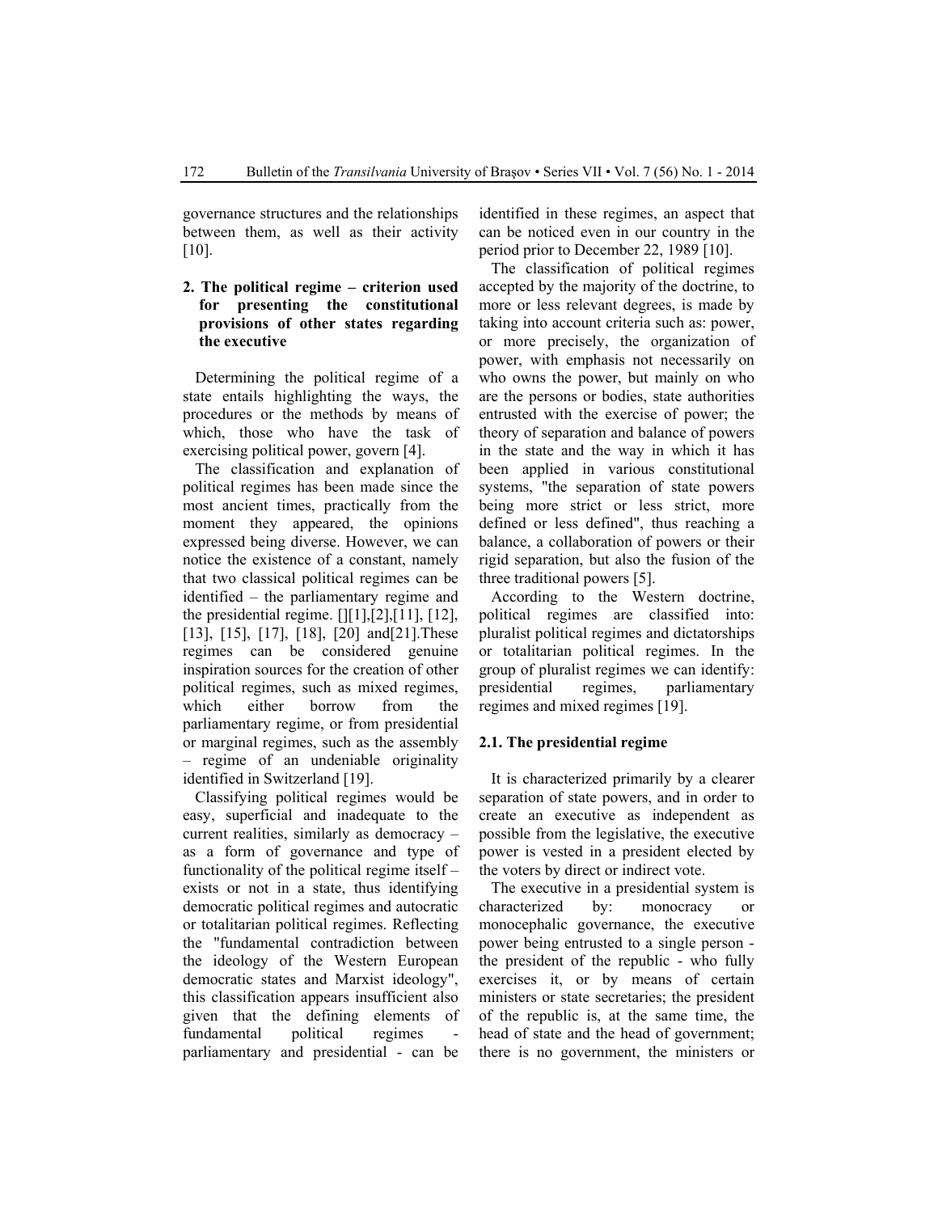governance structures and the relationships between them, as well as their activity [10].

## 2. The political regime – criterion used for presenting the constitutional provisions of other states regarding the executive

Determining the political regime of a state entails highlighting the ways, the procedures or the methods by means of which, those who have the task of exercising political power, govern [4].

The classification and explanation of political regimes has been made since the most ancient times, practically from the moment they appeared, the opinions expressed being diverse. However, we can notice the existence of a constant, namely that two classical political regimes can be identified – the parliamentary regime and the presidential regime. [][1],[2],[11], [12], [13], [15], [17], [18], [20] and[21].These regimes can be considered genuine inspiration sources for the creation of other political regimes, such as mixed regimes, which either borrow from the parliamentary regime, or from presidential or marginal regimes, such as the assembly – regime of an undeniable originality identified in Switzerland [19].

Classifying political regimes would be easy, superficial and inadequate to the current realities, similarly as democracy – as a form of governance and type of functionality of the political regime itself – exists or not in a state, thus identifying democratic political regimes and autocratic or totalitarian political regimes. Reflecting the "fundamental contradiction between the ideology of the Western European democratic states and Marxist ideology", this classification appears insufficient also given that the defining elements of fundamental political regimes - parliamentary and presidential - can be identified in these regimes, an aspect that can be noticed even in our country in the period prior to December 22, 1989 [10].

The classification of political regimes accepted by the majority of the doctrine, to more or less relevant degrees, is made by taking into account criteria such as: power, or more precisely, the organization of power, with emphasis not necessarily on who owns the power, but mainly on who are the persons or bodies, state authorities entrusted with the exercise of power; the theory of separation and balance of powers in the state and the way in which it has been applied in various constitutional systems, "the separation of state powers being more strict or less strict, more defined or less defined", thus reaching a balance, a collaboration of powers or their rigid separation, but also the fusion of the three traditional powers [5].

According to the Western doctrine, political regimes are classified into: pluralist political regimes and dictatorships or totalitarian political regimes. In the group of pluralist regimes we can identify: presidential regimes, parliamentary regimes and mixed regimes [19].

### 2.1. The presidential regime

It is characterized primarily by a clearer separation of state powers, and in order to create an executive as independent as possible from the legislative, the executive power is vested in a president elected by the voters by direct or indirect vote.

The executive in a presidential system is characterized by: monocracy or monocephalic governance, the executive power being entrusted to a single person - the president of the republic - who fully exercises it, or by means of certain ministers or state secretaries; the president of the republic is, at the same time, the head of state and the head of government; there is no government, the ministers or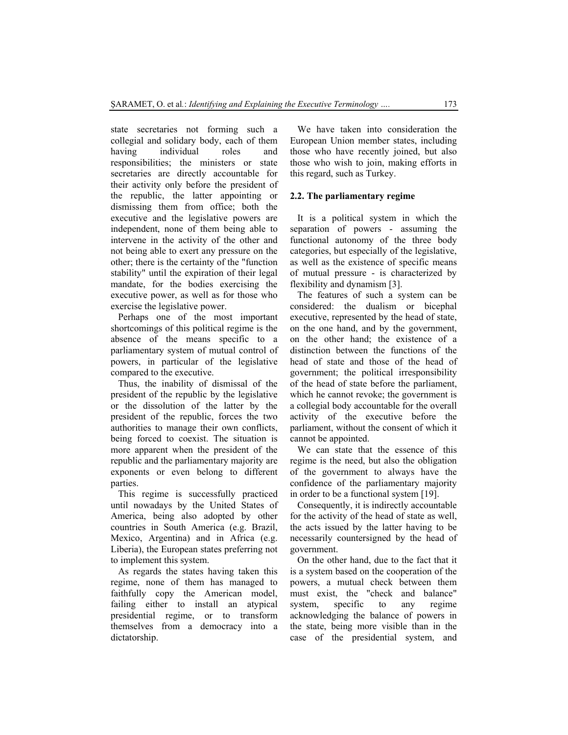state secretaries not forming such a collegial and solidary body, each of them having individual roles and responsibilities; the ministers or state secretaries are directly accountable for their activity only before the president of the republic, the latter appointing or dismissing them from office; both the executive and the legislative powers are independent, none of them being able to intervene in the activity of the other and not being able to exert any pressure on the other; there is the certainty of the "function stability" until the expiration of their legal mandate, for the bodies exercising the executive power, as well as for those who exercise the legislative power.

Perhaps one of the most important shortcomings of this political regime is the absence of the means specific to a parliamentary system of mutual control of powers, in particular of the legislative compared to the executive.

Thus, the inability of dismissal of the president of the republic by the legislative or the dissolution of the latter by the president of the republic, forces the two authorities to manage their own conflicts, being forced to coexist. The situation is more apparent when the president of the republic and the parliamentary majority are exponents or even belong to different parties.

This regime is successfully practiced until nowadays by the United States of America, being also adopted by other countries in South America (e.g. Brazil, Mexico, Argentina) and in Africa (e.g. Liberia), the European states preferring not to implement this system.

As regards the states having taken this regime, none of them has managed to faithfully copy the American model, failing either to install an atypical presidential regime, or to transform themselves from a democracy into a dictatorship.

We have taken into consideration the European Union member states, including those who have recently joined, but also those who wish to join, making efforts in this regard, such as Turkey.

### 2.2. The parliamentary regime

It is a political system in which the separation of powers - assuming the functional autonomy of the three body categories, but especially of the legislative, as well as the existence of specific means of mutual pressure - is characterized by flexibility and dynamism [3].

The features of such a system can be considered: the dualism or bicephal executive, represented by the head of state, on the one hand, and by the government, on the other hand; the existence of a distinction between the functions of the head of state and those of the head of government; the political irresponsibility of the head of state before the parliament, which he cannot revoke; the government is a collegial body accountable for the overall activity of the executive before the parliament, without the consent of which it cannot be appointed.

We can state that the essence of this regime is the need, but also the obligation of the government to always have the confidence of the parliamentary majority in order to be a functional system [19].

Consequently, it is indirectly accountable for the activity of the head of state as well, the acts issued by the latter having to be necessarily countersigned by the head of government.

On the other hand, due to the fact that it is a system based on the cooperation of the powers, a mutual check between them must exist, the "check and balance" system, specific to any regime acknowledging the balance of powers in the state, being more visible than in the case of the presidential system, and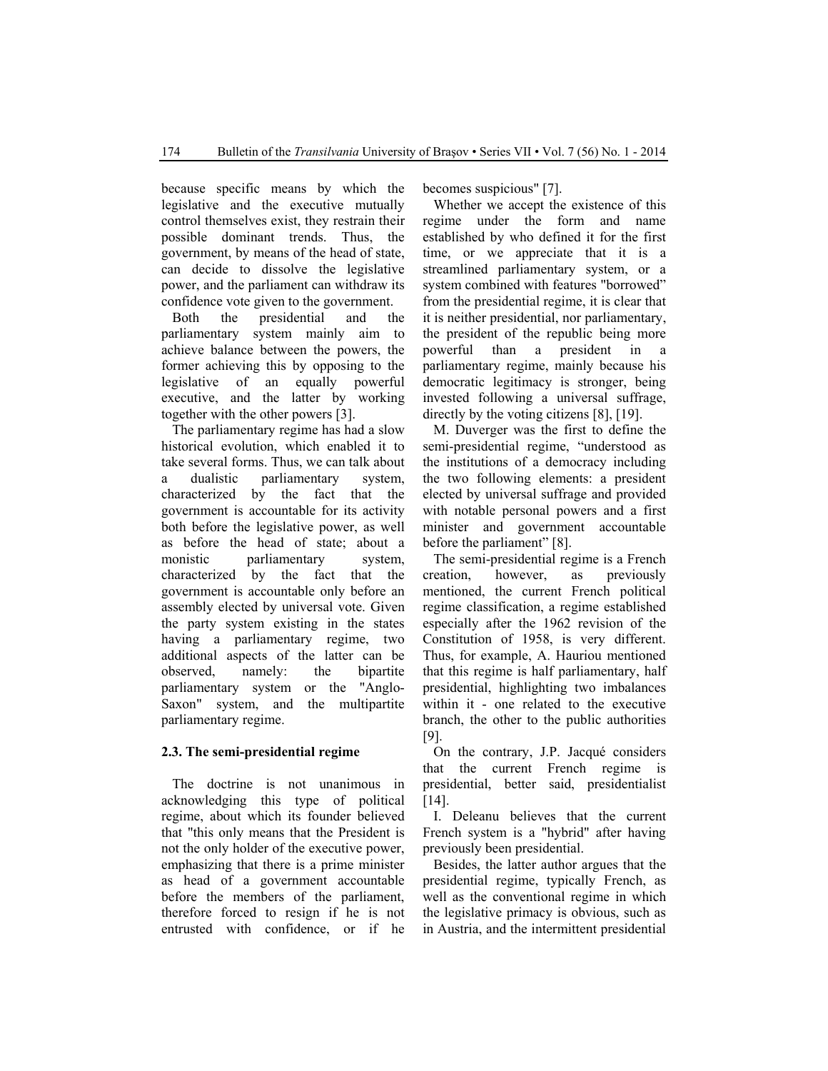because specific means by which the legislative and the executive mutually control themselves exist, they restrain their possible dominant trends. Thus, the government, by means of the head of state, can decide to dissolve the legislative power, and the parliament can withdraw its confidence vote given to the government.

Both the presidential and the parliamentary system mainly aim to achieve balance between the powers, the former achieving this by opposing to the legislative of an equally powerful executive, and the latter by working together with the other powers [3].

The parliamentary regime has had a slow historical evolution, which enabled it to take several forms. Thus, we can talk about a dualistic parliamentary system, characterized by the fact that the government is accountable for its activity both before the legislative power, as well as before the head of state; about a monistic parliamentary system, characterized by the fact that the government is accountable only before an assembly elected by universal vote. Given the party system existing in the states having a parliamentary regime, two additional aspects of the latter can be observed, namely: the bipartite parliamentary system or the "Anglo-Saxon" system, and the multipartite parliamentary regime.

### 2.3. The semi-presidential regime

The doctrine is not unanimous in acknowledging this type of political regime, about which its founder believed that "this only means that the President is not the only holder of the executive power, emphasizing that there is a prime minister as head of a government accountable before the members of the parliament, therefore forced to resign if he is not entrusted with confidence, or if he becomes suspicious" [7].

Whether we accept the existence of this regime under the form and name established by who defined it for the first time, or we appreciate that it is a streamlined parliamentary system, or a system combined with features "borrowed" from the presidential regime, it is clear that it is neither presidential, nor parliamentary, the president of the republic being more powerful than a president in a parliamentary regime, mainly because his democratic legitimacy is stronger, being invested following a universal suffrage, directly by the voting citizens [8], [19].

M. Duverger was the first to define the semi-presidential regime, "understood as the institutions of a democracy including the two following elements: a president elected by universal suffrage and provided with notable personal powers and a first minister and government accountable before the parliament" [8].

The semi-presidential regime is a French creation, however, as previously mentioned, the current French political regime classification, a regime established especially after the 1962 revision of the Constitution of 1958, is very different. Thus, for example, A. Hauriou mentioned that this regime is half parliamentary, half presidential, highlighting two imbalances within it - one related to the executive branch, the other to the public authorities [9].

On the contrary, J.P. Jacqué considers that the current French regime is presidential, better said, presidentialist [14].

I. Deleanu believes that the current French system is a "hybrid" after having previously been presidential.

Besides, the latter author argues that the presidential regime, typically French, as well as the conventional regime in which the legislative primacy is obvious, such as in Austria, and the intermittent presidential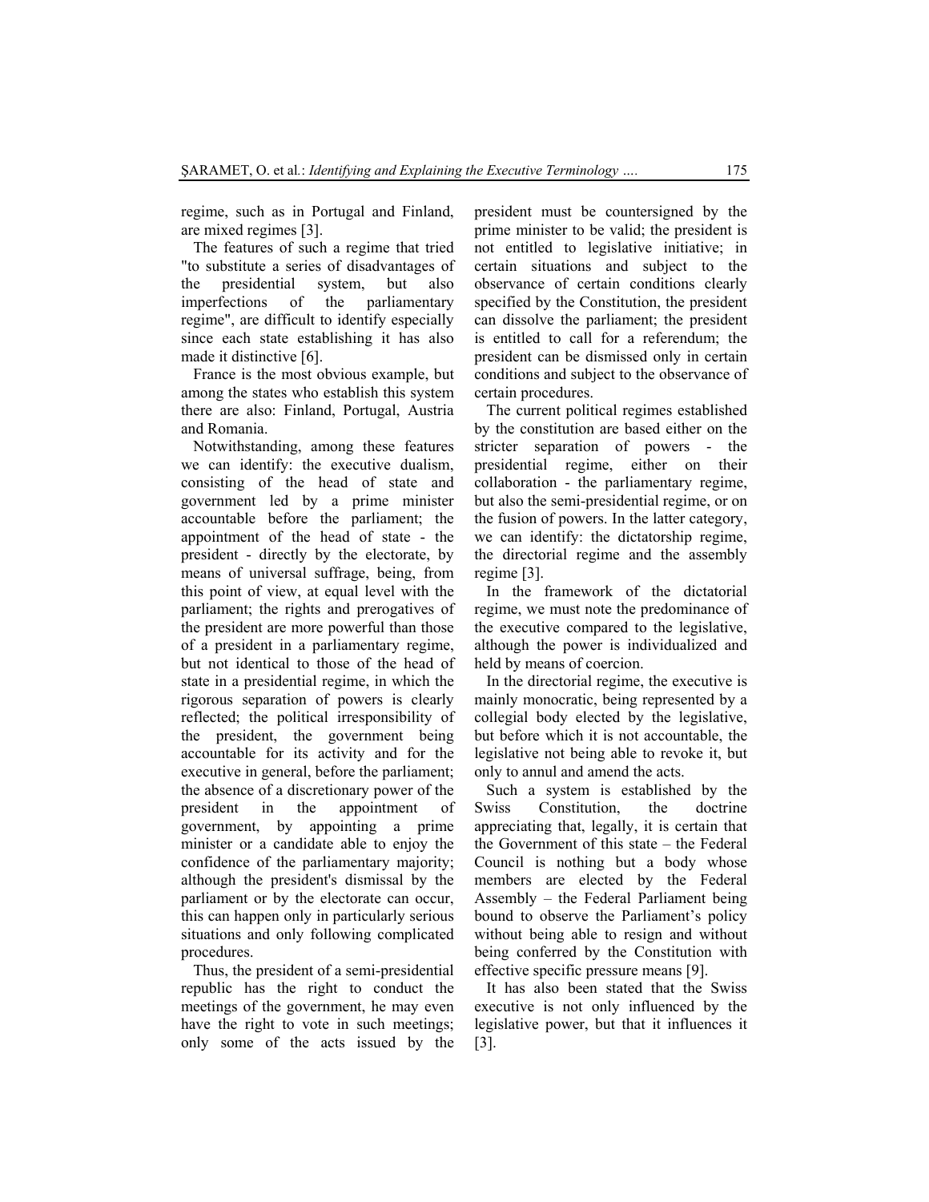regime, such as in Portugal and Finland, are mixed regimes [3].

The features of such a regime that tried "to substitute a series of disadvantages of the presidential system, but also imperfections of the parliamentary regime", are difficult to identify especially since each state establishing it has also made it distinctive [6].

France is the most obvious example, but among the states who establish this system there are also: Finland, Portugal, Austria and Romania.

Notwithstanding, among these features we can identify: the executive dualism, consisting of the head of state and government led by a prime minister accountable before the parliament; the appointment of the head of state - the president - directly by the electorate, by means of universal suffrage, being, from this point of view, at equal level with the parliament; the rights and prerogatives of the president are more powerful than those of a president in a parliamentary regime, but not identical to those of the head of state in a presidential regime, in which the rigorous separation of powers is clearly reflected; the political irresponsibility of the president, the government being accountable for its activity and for the executive in general, before the parliament; the absence of a discretionary power of the president in the appointment of government, by appointing a prime minister or a candidate able to enjoy the confidence of the parliamentary majority; although the president's dismissal by the parliament or by the electorate can occur, this can happen only in particularly serious situations and only following complicated procedures.

Thus, the president of a semi-presidential republic has the right to conduct the meetings of the government, he may even have the right to vote in such meetings; only some of the acts issued by the president must be countersigned by the prime minister to be valid; the president is not entitled to legislative initiative; in certain situations and subject to the observance of certain conditions clearly specified by the Constitution, the president can dissolve the parliament; the president is entitled to call for a referendum; the president can be dismissed only in certain conditions and subject to the observance of certain procedures.

The current political regimes established by the constitution are based either on the stricter separation of powers - the presidential regime, either on their collaboration - the parliamentary regime, but also the semi-presidential regime, or on the fusion of powers. In the latter category, we can identify: the dictatorship regime, the directorial regime and the assembly regime [3].

In the framework of the dictatorial regime, we must note the predominance of the executive compared to the legislative, although the power is individualized and held by means of coercion.

In the directorial regime, the executive is mainly monocratic, being represented by a collegial body elected by the legislative, but before which it is not accountable, the legislative not being able to revoke it, but only to annul and amend the acts.

Such a system is established by the Swiss Constitution, the doctrine appreciating that, legally, it is certain that the Government of this state – the Federal Council is nothing but a body whose members are elected by the Federal Assembly – the Federal Parliament being bound to observe the Parliament's policy without being able to resign and without being conferred by the Constitution with effective specific pressure means [9].

It has also been stated that the Swiss executive is not only influenced by the legislative power, but that it influences it [3].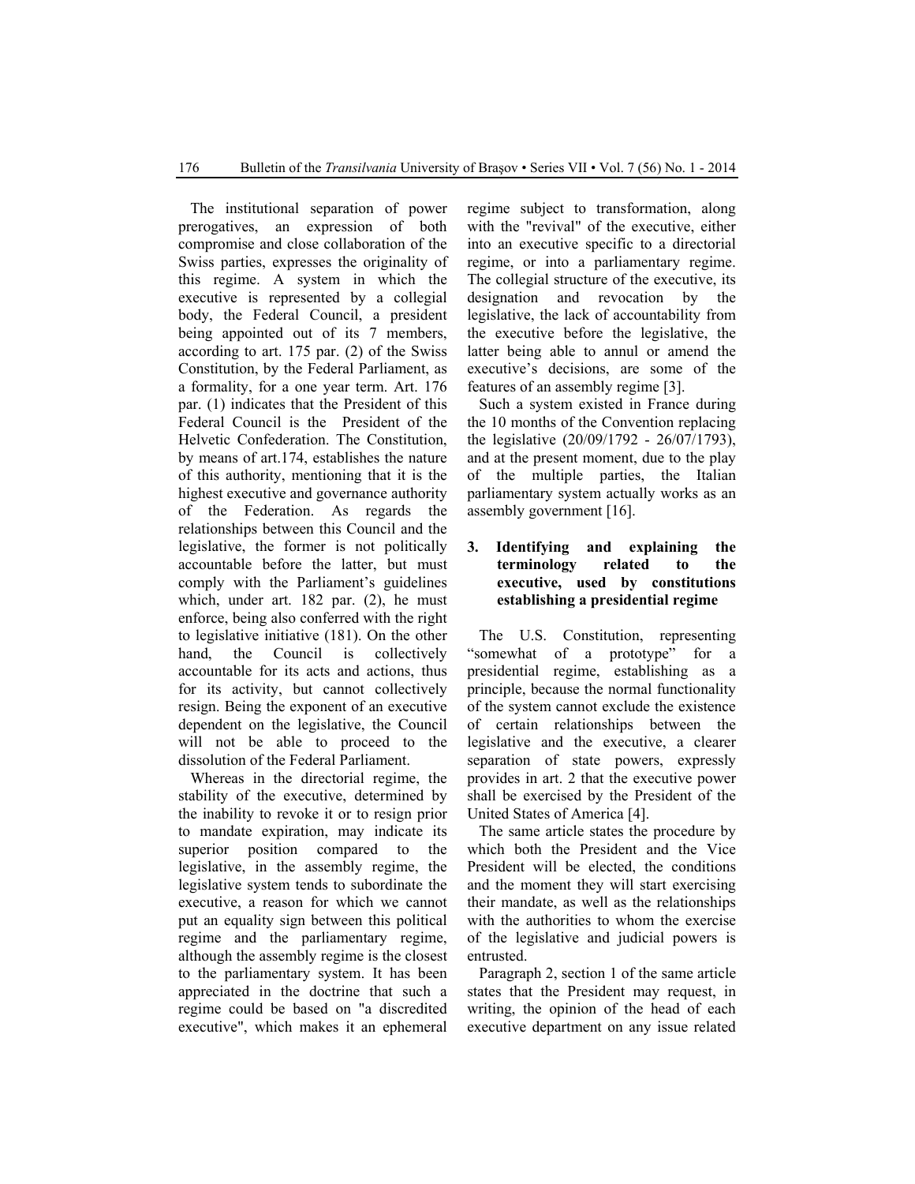The institutional separation of power prerogatives, an expression of both compromise and close collaboration of the Swiss parties, expresses the originality of this regime. A system in which the executive is represented by a collegial body, the Federal Council, a president being appointed out of its 7 members, according to art. 175 par. (2) of the Swiss Constitution, by the Federal Parliament, as a formality, for a one year term. Art. 176 par. (1) indicates that the President of this Federal Council is the President of the Helvetic Confederation. The Constitution, by means of art.174, establishes the nature of this authority, mentioning that it is the highest executive and governance authority of the Federation. As regards the relationships between this Council and the legislative, the former is not politically accountable before the latter, but must comply with the Parliament's guidelines which, under art. 182 par. (2), he must enforce, being also conferred with the right to legislative initiative (181). On the other hand, the Council is collectively accountable for its acts and actions, thus for its activity, but cannot collectively resign. Being the exponent of an executive dependent on the legislative, the Council will not be able to proceed to the dissolution of the Federal Parliament.

Whereas in the directorial regime, the stability of the executive, determined by the inability to revoke it or to resign prior to mandate expiration, may indicate its superior position compared to the legislative, in the assembly regime, the legislative system tends to subordinate the executive, a reason for which we cannot put an equality sign between this political regime and the parliamentary regime, although the assembly regime is the closest to the parliamentary system. It has been appreciated in the doctrine that such a regime could be based on "a discredited executive", which makes it an ephemeral regime subject to transformation, along with the "revival" of the executive, either into an executive specific to a directorial regime, or into a parliamentary regime. The collegial structure of the executive, its designation and revocation by the legislative, the lack of accountability from the executive before the legislative, the latter being able to annul or amend the executive's decisions, are some of the features of an assembly regime [3].

Such a system existed in France during the 10 months of the Convention replacing the legislative (20/09/1792 - 26/07/1793), and at the present moment, due to the play of the multiple parties, the Italian parliamentary system actually works as an assembly government [16].

## 3. Identifying and explaining the terminology related to the executive, used by constitutions establishing a presidential regime

The U.S. Constitution, representing "somewhat of a prototype" for a presidential regime, establishing as a principle, because the normal functionality of the system cannot exclude the existence of certain relationships between the legislative and the executive, a clearer separation of state powers, expressly provides in art. 2 that the executive power shall be exercised by the President of the United States of America [4].

The same article states the procedure by which both the President and the Vice President will be elected, the conditions and the moment they will start exercising their mandate, as well as the relationships with the authorities to whom the exercise of the legislative and judicial powers is entrusted.

Paragraph 2, section 1 of the same article states that the President may request, in writing, the opinion of the head of each executive department on any issue related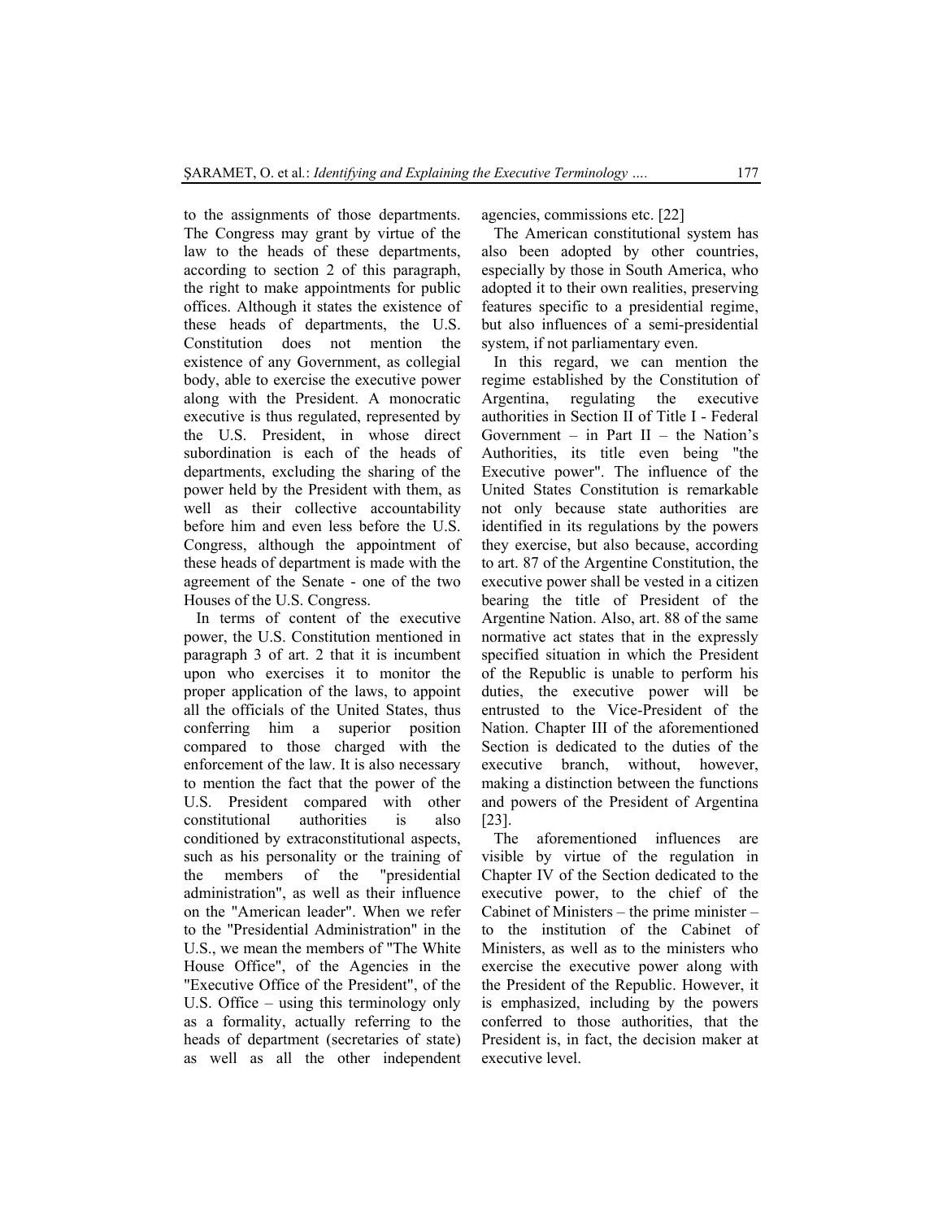to the assignments of those departments. The Congress may grant by virtue of the law to the heads of these departments, according to section 2 of this paragraph, the right to make appointments for public offices. Although it states the existence of these heads of departments, the U.S. Constitution does not mention the existence of any Government, as collegial body, able to exercise the executive power along with the President. A monocratic executive is thus regulated, represented by the U.S. President, in whose direct subordination is each of the heads of departments, excluding the sharing of the power held by the President with them, as well as their collective accountability before him and even less before the U.S. Congress, although the appointment of these heads of department is made with the agreement of the Senate - one of the two Houses of the U.S. Congress.

In terms of content of the executive power, the U.S. Constitution mentioned in paragraph 3 of art. 2 that it is incumbent upon who exercises it to monitor the proper application of the laws, to appoint all the officials of the United States, thus conferring him a superior position compared to those charged with the enforcement of the law. It is also necessary to mention the fact that the power of the U.S. President compared with other constitutional authorities is also conditioned by extraconstitutional aspects, such as his personality or the training of the members of the "presidential administration", as well as their influence on the "American leader". When we refer to the "Presidential Administration" in the U.S., we mean the members of "The White House Office", of the Agencies in the "Executive Office of the President", of the U.S. Office – using this terminology only as a formality, actually referring to the heads of department (secretaries of state) as well as all the other independent agencies, commissions etc. [22]

The American constitutional system has also been adopted by other countries, especially by those in South America, who adopted it to their own realities, preserving features specific to a presidential regime, but also influences of a semi-presidential system, if not parliamentary even.

In this regard, we can mention the regime established by the Constitution of Argentina, regulating the executive authorities in Section II of Title I - Federal Government – in Part II – the Nation's Authorities, its title even being "the Executive power". The influence of the United States Constitution is remarkable not only because state authorities are identified in its regulations by the powers they exercise, but also because, according to art. 87 of the Argentine Constitution, the executive power shall be vested in a citizen bearing the title of President of the Argentine Nation. Also, art. 88 of the same normative act states that in the expressly specified situation in which the President of the Republic is unable to perform his duties, the executive power will be entrusted to the Vice-President of the Nation. Chapter III of the aforementioned Section is dedicated to the duties of the executive branch, without, however, making a distinction between the functions and powers of the President of Argentina [23].

The aforementioned influences are visible by virtue of the regulation in Chapter IV of the Section dedicated to the executive power, to the chief of the Cabinet of Ministers – the prime minister – to the institution of the Cabinet of Ministers, as well as to the ministers who exercise the executive power along with the President of the Republic. However, it is emphasized, including by the powers conferred to those authorities, that the President is, in fact, the decision maker at executive level.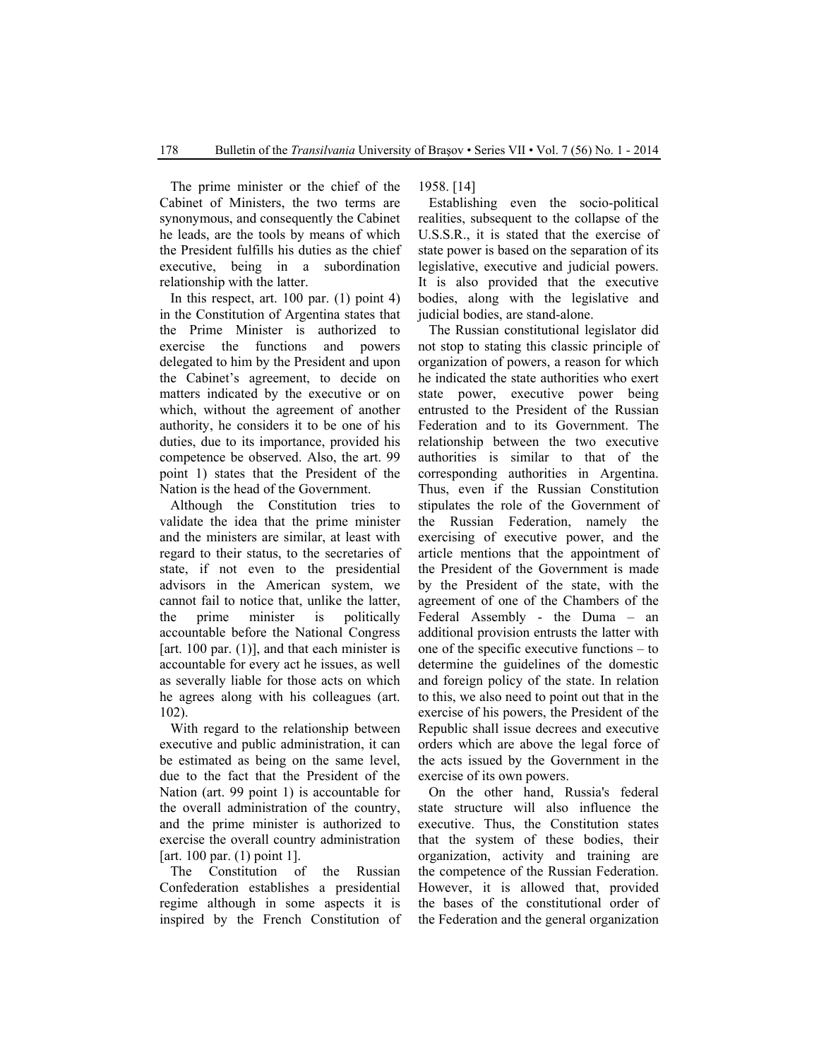The prime minister or the chief of the Cabinet of Ministers, the two terms are synonymous, and consequently the Cabinet he leads, are the tools by means of which the President fulfills his duties as the chief executive, being in a subordination relationship with the latter.

In this respect, art. 100 par. (1) point 4) in the Constitution of Argentina states that the Prime Minister is authorized to exercise the functions and powers delegated to him by the President and upon the Cabinet's agreement, to decide on matters indicated by the executive or on which, without the agreement of another authority, he considers it to be one of his duties, due to its importance, provided his competence be observed. Also, the art. 99 point 1) states that the President of the Nation is the head of the Government.

Although the Constitution tries to validate the idea that the prime minister and the ministers are similar, at least with regard to their status, to the secretaries of state, if not even to the presidential advisors in the American system, we cannot fail to notice that, unlike the latter, the prime minister is politically accountable before the National Congress [art. 100 par. (1)], and that each minister is accountable for every act he issues, as well as severally liable for those acts on which he agrees along with his colleagues (art. 102).

With regard to the relationship between executive and public administration, it can be estimated as being on the same level, due to the fact that the President of the Nation (art. 99 point 1) is accountable for the overall administration of the country, and the prime minister is authorized to exercise the overall country administration [art. 100 par. (1) point 1].

The Constitution of the Russian Confederation establishes a presidential regime although in some aspects it is inspired by the French Constitution of 1958. [14]

Establishing even the socio-political realities, subsequent to the collapse of the U.S.S.R., it is stated that the exercise of state power is based on the separation of its legislative, executive and judicial powers. It is also provided that the executive bodies, along with the legislative and judicial bodies, are stand-alone.

The Russian constitutional legislator did not stop to stating this classic principle of organization of powers, a reason for which he indicated the state authorities who exert state power, executive power being entrusted to the President of the Russian Federation and to its Government. The relationship between the two executive authorities is similar to that of the corresponding authorities in Argentina. Thus, even if the Russian Constitution stipulates the role of the Government of the Russian Federation, namely the exercising of executive power, and the article mentions that the appointment of the President of the Government is made by the President of the state, with the agreement of one of the Chambers of the Federal Assembly - the Duma – an additional provision entrusts the latter with one of the specific executive functions – to determine the guidelines of the domestic and foreign policy of the state. In relation to this, we also need to point out that in the exercise of his powers, the President of the Republic shall issue decrees and executive orders which are above the legal force of the acts issued by the Government in the exercise of its own powers.

On the other hand, Russia's federal state structure will also influence the executive. Thus, the Constitution states that the system of these bodies, their organization, activity and training are the competence of the Russian Federation. However, it is allowed that, provided the bases of the constitutional order of the Federation and the general organization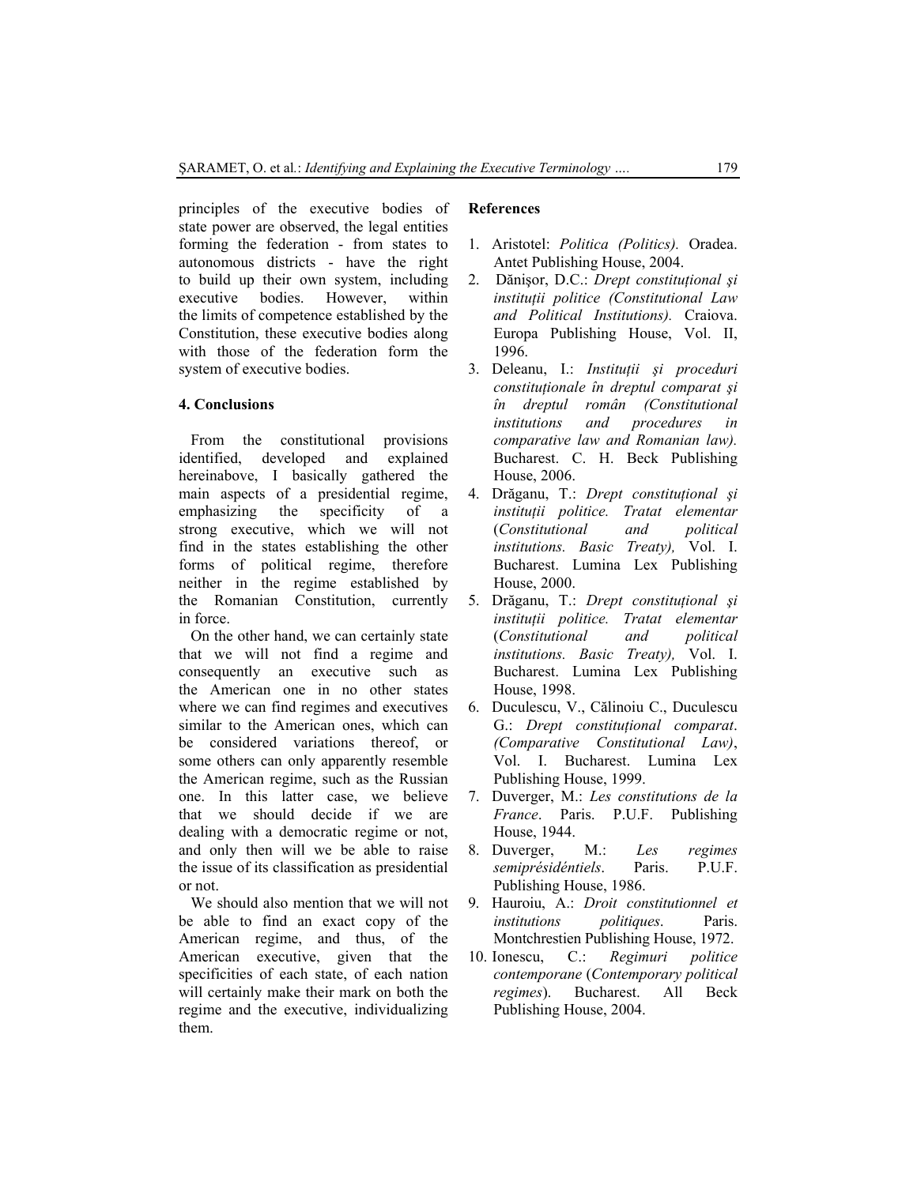principles of the executive bodies of state power are observed, the legal entities forming the federation - from states to autonomous districts - have the right to build up their own system, including executive bodies. However, within the limits of competence established by the Constitution, these executive bodies along with those of the federation form the system of executive bodies.

## 4. Conclusions

From the constitutional provisions identified, developed and explained hereinabove, I basically gathered the main aspects of a presidential regime, emphasizing the specificity of a strong executive, which we will not find in the states establishing the other forms of political regime, therefore neither in the regime established by the Romanian Constitution, currently in force.

On the other hand, we can certainly state that we will not find a regime and consequently an executive such as the American one in no other states where we can find regimes and executives similar to the American ones, which can be considered variations thereof, or some others can only apparently resemble the American regime, such as the Russian one. In this latter case, we believe that we should decide if we are dealing with a democratic regime or not, and only then will we be able to raise the issue of its classification as presidential or not.

We should also mention that we will not be able to find an exact copy of the American regime, and thus, of the American executive, given that the specificities of each state, of each nation will certainly make their mark on both the regime and the executive, individualizing them.

## References

1. Aristotel: *Politica (Politics).* Oradea. Antet Publishing House, 2004.
2. Dănişor, D.C.: *Drept constituţional şi instituţii politice (Constitutional Law and Political Institutions).* Craiova. Europa Publishing House, Vol. II, 1996.
3. Deleanu, I.: *Instituţii şi proceduri constituţionale în dreptul comparat şi în dreptul român (Constitutional institutions and procedures in comparative law and Romanian law).* Bucharest. C. H. Beck Publishing House, 2006.
4. Drăganu, T.: *Drept constituţional şi instituţii politice. Tratat elementar* (*Constitutional and political institutions. Basic Treaty),* Vol. I. Bucharest. Lumina Lex Publishing House, 2000.
5. Drăganu, T.: *Drept constituţional şi instituţii politice. Tratat elementar* (*Constitutional and political institutions. Basic Treaty),* Vol. I. Bucharest. Lumina Lex Publishing House, 1998.
6. Duculescu, V., Călinoiu C., Duculescu G.: *Drept constituţional comparat. (Comparative Constitutional Law)*, Vol. I. Bucharest. Lumina Lex Publishing House, 1999.
7. Duverger, M.: *Les constitutions de la France*. Paris. P.U.F. Publishing House, 1944.
8. Duverger, M.: *Les regimes semiprésidéntiels*. Paris. P.U.F. Publishing House, 1986.
9. Hauroiu, A.: *Droit constitutionnel et institutions politiques*. Paris. Montchrestien Publishing House, 1972.
10. Ionescu, C.: *Regimuri politice contemporane* (*Contemporary political regimes*). Bucharest. All Beck Publishing House, 2004.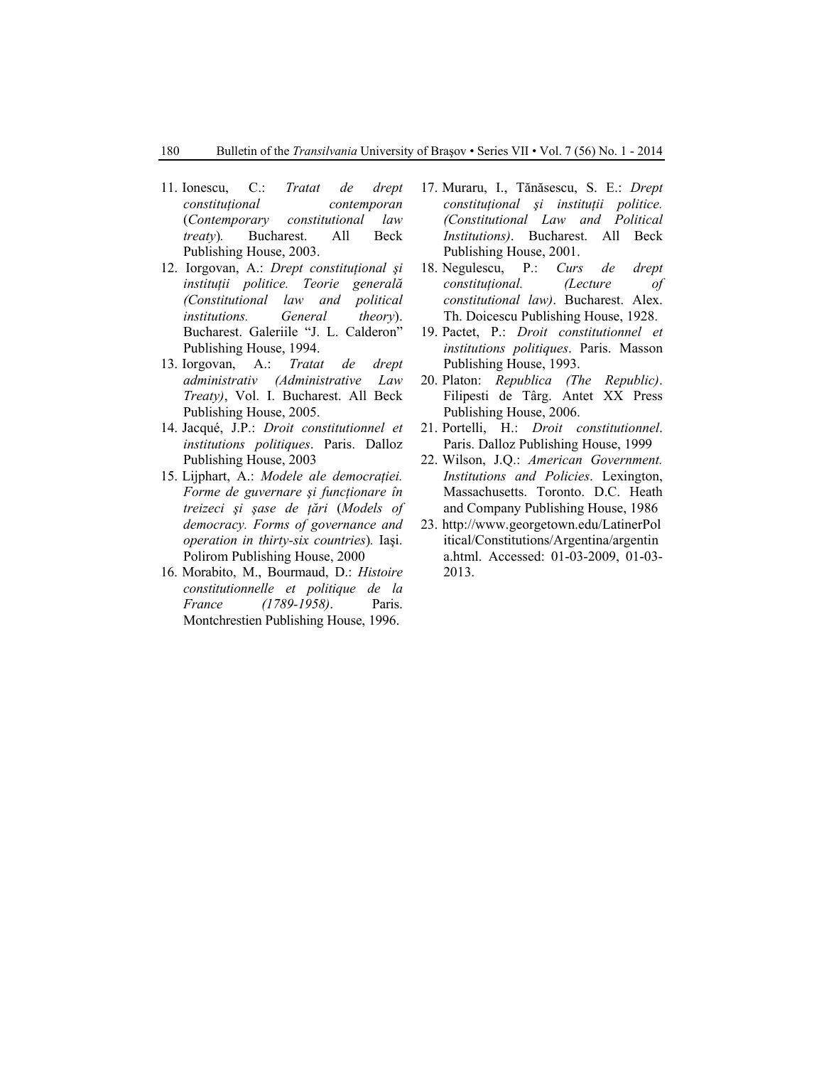11. Ionescu, C.: *Tratat de drept constituțional contemporan* (*Contemporary constitutional law treaty*). Bucharest. All Beck Publishing House, 2003.
12. Iorgovan, A.: *Drept constituțional şi instituții politice. Teorie generală (Constitutional law and political institutions. General theory*). Bucharest. Galeriile "J. L. Calderon" Publishing House, 1994.
13. Iorgovan, A.: *Tratat de drept administrativ (Administrative Law Treaty)*, Vol. I. Bucharest. All Beck Publishing House, 2005.
14. Jacqué, J.P.: *Droit constitutionnel et institutions politiques*. Paris. Dalloz Publishing House, 2003
15. Lijphart, A.: *Modele ale democrației. Forme de guvernare şi funcționare în treizeci şi şase de țări* (*Models of democracy. Forms of governance and operation in thirty-six countries*). Iaşi. Polirom Publishing House, 2000
16. Morabito, M., Bourmaud, D.: *Histoire constitutionnelle et politique de la France (1789-1958)*. Paris. Montchrestien Publishing House, 1996.
17. Muraru, I., Tănăsescu, S. E.: *Drept constituțional şi instituții politice. (Constitutional Law and Political Institutions)*. Bucharest. All Beck Publishing House, 2001.
18. Negulescu, P.: *Curs de drept constituțional. (Lecture of constitutional law)*. Bucharest. Alex. Th. Doicescu Publishing House, 1928.
19. Pactet, P.: *Droit constitutionnel et institutions politiques*. Paris. Masson Publishing House, 1993.
20. Platon: *Republica (The Republic)*. Filipesti de Târg. Antet XX Press Publishing House, 2006.
21. Portelli, H.: *Droit constitutionnel*. Paris. Dalloz Publishing House, 1999
22. Wilson, J.Q.: *American Government. Institutions and Policies*. Lexington, Massachusetts. Toronto. D.C. Heath and Company Publishing House, 1986
23. http://www.georgetown.edu/LatinerPolitical/Constitutions/Argentina/argentina.html. Accessed: 01-03-2009, 01-03-2013.